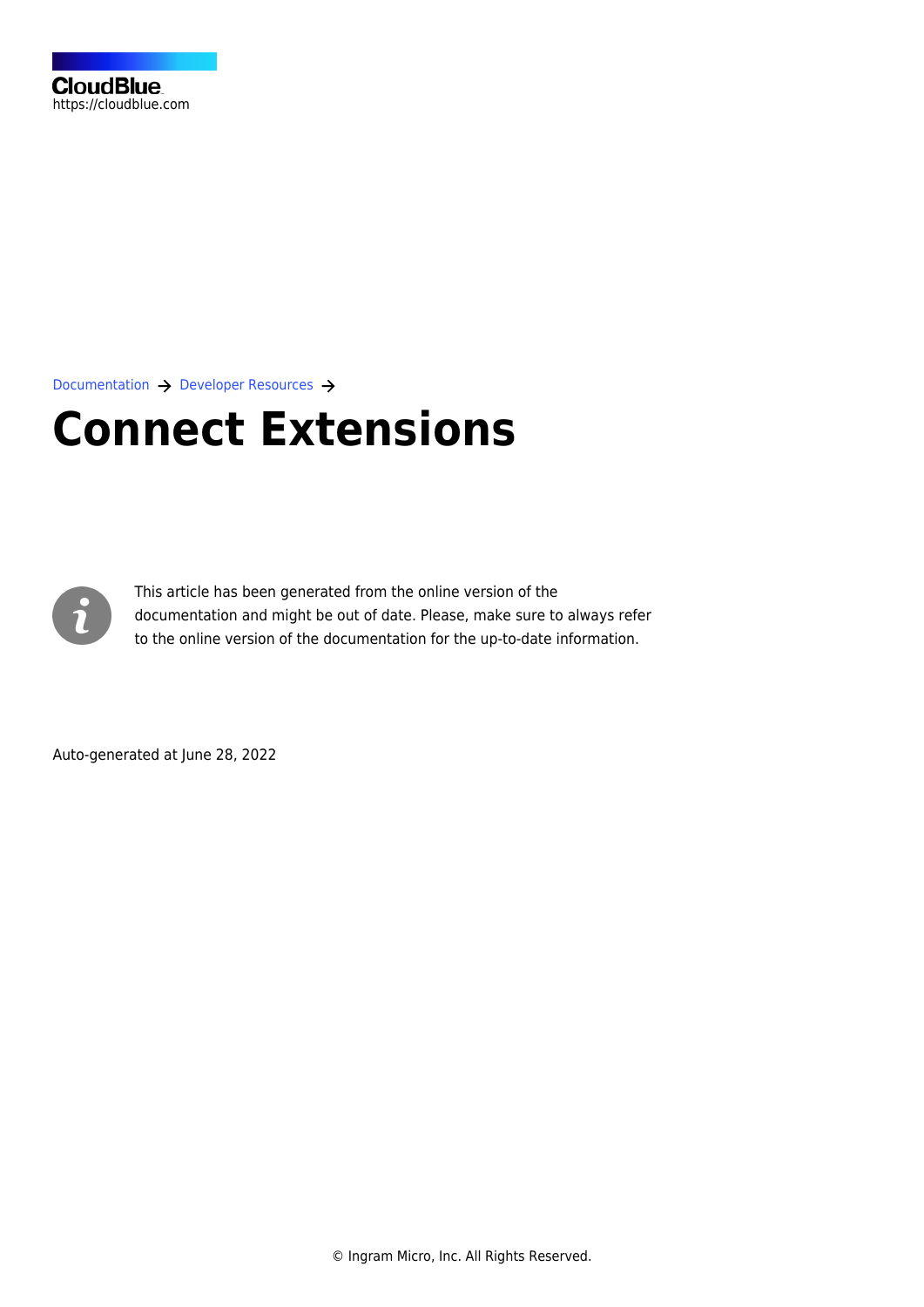CloudBlue
https://cloudblue.com

Documentation → Developer Resources →

# Connect Extensions

This article has been generated from the online version of the documentation and might be out of date. Please, make sure to always refer to the online version of the documentation for the up-to-date information.

Auto-generated at June 28, 2022

© Ingram Micro, Inc. All Rights Reserved.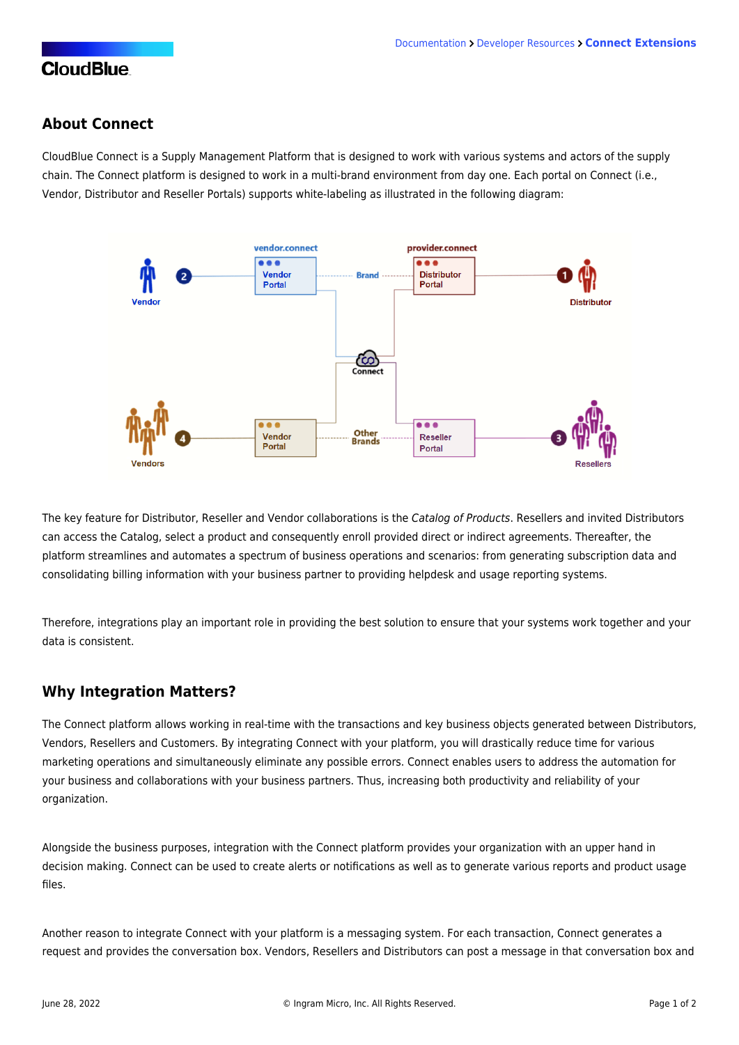## About Connect

CloudBlue Connect is a Supply Management Platform that is designed to work with various systems and actors of the supply chain. The Connect platform is designed to work in a multi-brand environment from day one. Each portal on Connect (i.e., Vendor, Distributor and Reseller Portals) supports white-labeling as illustrated in the following diagram:

The key feature for Distributor, Reseller and Vendor collaborations is the *Catalog of Products*. Resellers and invited Distributors can access the Catalog, select a product and consequently enroll provided direct or indirect agreements. Thereafter, the platform streamlines and automates a spectrum of business operations and scenarios: from generating subscription data and consolidating billing information with your business partner to providing helpdesk and usage reporting systems.

Therefore, integrations play an important role in providing the best solution to ensure that your systems work together and your data is consistent.

## Why Integration Matters?

The Connect platform allows working in real-time with the transactions and key business objects generated between Distributors, Vendors, Resellers and Customers. By integrating Connect with your platform, you will drastically reduce time for various marketing operations and simultaneously eliminate any possible errors. Connect enables users to address the automation for your business and collaborations with your business partners. Thus, increasing both productivity and reliability of your organization.

Alongside the business purposes, integration with the Connect platform provides your organization with an upper hand in decision making. Connect can be used to create alerts or notifications as well as to generate various reports and product usage files.

Another reason to integrate Connect with your platform is a messaging system. For each transaction, Connect generates a request and provides the conversation box. Vendors, Resellers and Distributors can post a message in that conversation box and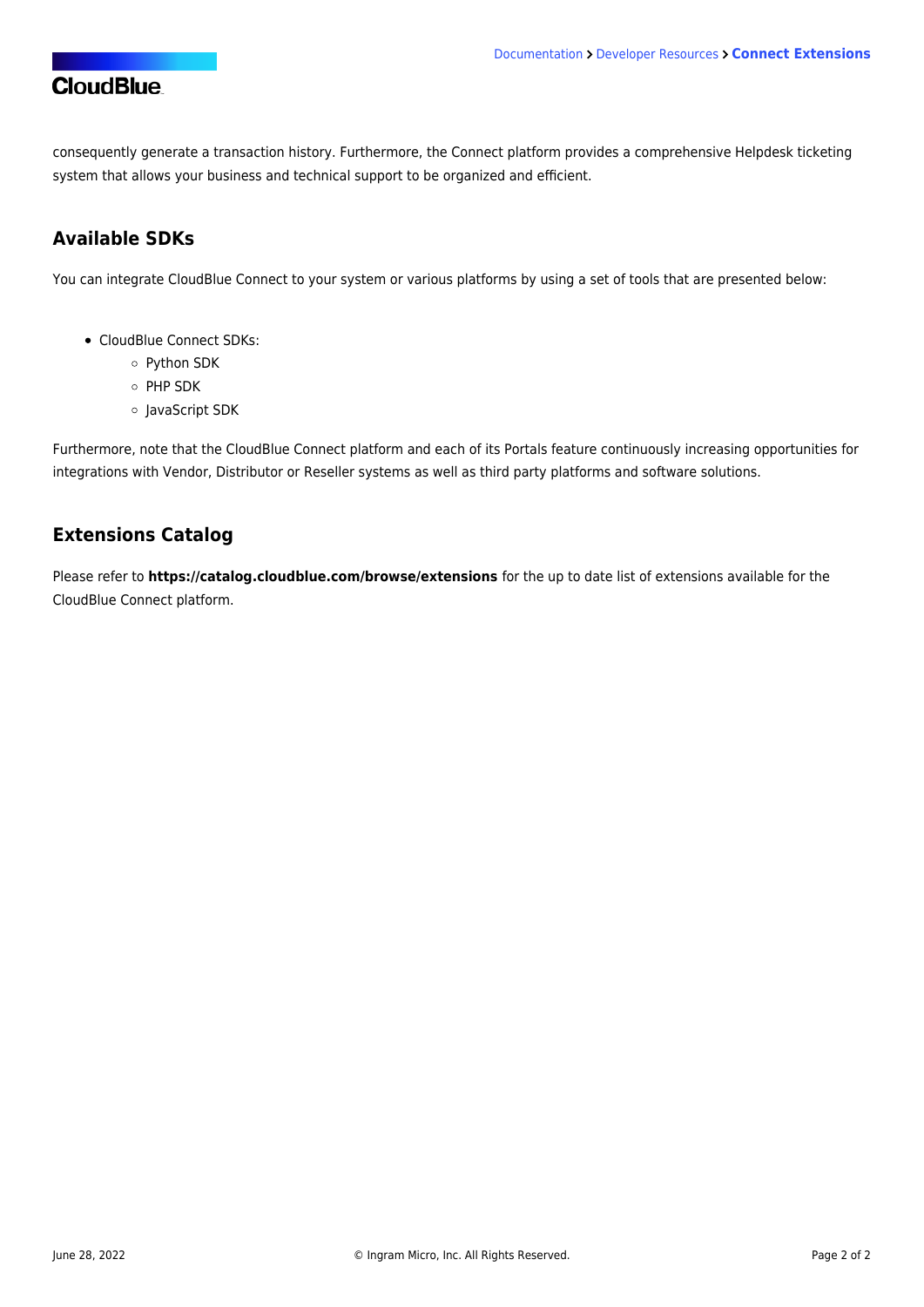consequently generate a transaction history. Furthermore, the Connect platform provides a comprehensive Helpdesk ticketing system that allows your business and technical support to be organized and efficient.

## Available SDKs

You can integrate CloudBlue Connect to your system or various platforms by using a set of tools that are presented below:

- CloudBlue Connect SDKs:
  - Python SDK
  - PHP SDK
  - JavaScript SDK

Furthermore, note that the CloudBlue Connect platform and each of its Portals feature continuously increasing opportunities for integrations with Vendor, Distributor or Reseller systems as well as third party platforms and software solutions.

## Extensions Catalog

Please refer to **https://catalog.cloudblue.com/browse/extensions** for the up to date list of extensions available for the CloudBlue Connect platform.